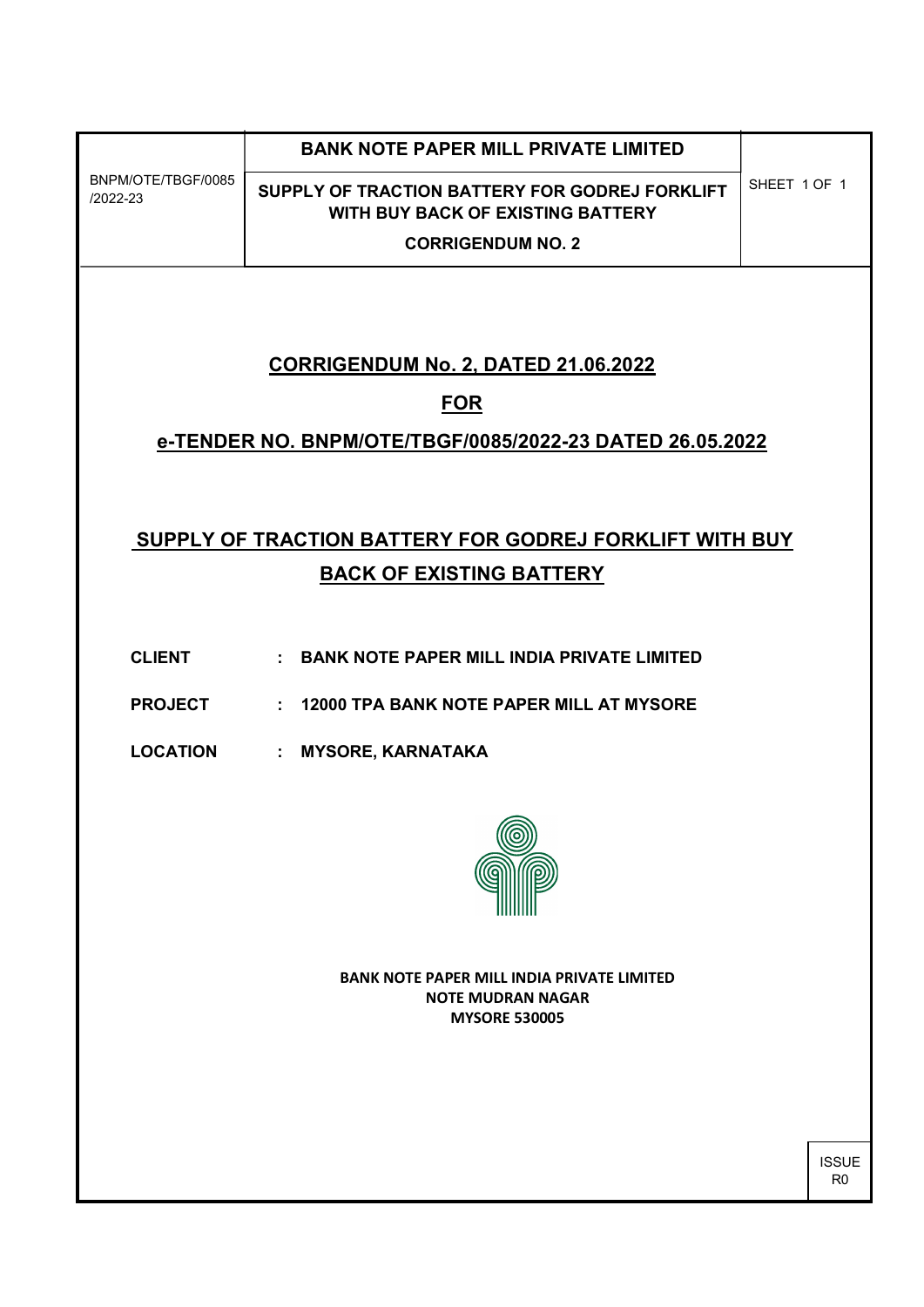| BNPM/OTE/TBGF/0085/2022-23 | **BANK NOTE PAPER MILL PRIVATE LIMITED** <br> **SUPPLY OF TRACTION BATTERY FOR GODREJ FORKLIFT WITH BUY BACK OF EXISTING BATTERY** <br> **CORRIGENDUM NO. 2** | SHEET 1 OF 1 |
| --- | --- | --- |

# CORRIGENDUM No. 2, DATED 21.06.2022

## FOR

## e-TENDER NO. BNPM/OTE/TBGF/0085/2022-23 DATED 26.05.2022

# SUPPLY OF TRACTION BATTERY FOR GODREJ FORKLIFT WITH BUY BACK OF EXISTING BATTERY

**CLIENT : BANK NOTE PAPER MILL INDIA PRIVATE LIMITED**

**PROJECT : 12000 TPA BANK NOTE PAPER MILL AT MYSORE**

**LOCATION : MYSORE, KARNATAKA**

**BANK NOTE PAPER MILL INDIA PRIVATE LIMITED**
**NOTE MUDRAN NAGAR**
**MYSORE 530005**

ISSUE R0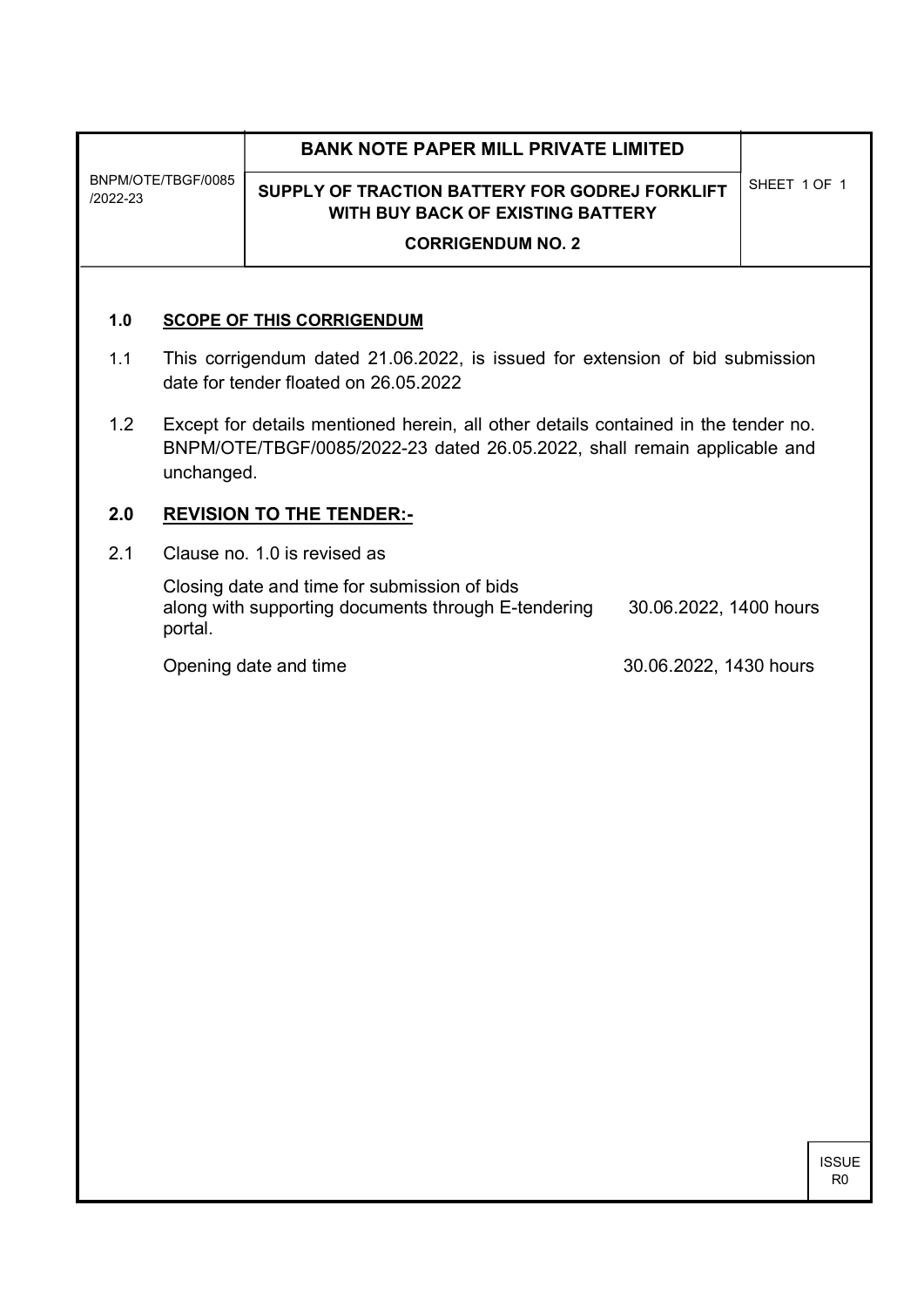| BNPM/OTE/TBGF/0085 /2022-23 | **BANK NOTE PAPER MILL PRIVATE LIMITED**<br>**SUPPLY OF TRACTION BATTERY FOR GODREJ FORKLIFT WITH BUY BACK OF EXISTING BATTERY**<br>**CORRIGENDUM NO. 2** | SHEET 1 OF 1 |
|---|---|---|

## 1.0 SCOPE OF THIS CORRIGENDUM

1.1 This corrigendum dated 21.06.2022, is issued for extension of bid submission date for tender floated on 26.05.2022

1.2 Except for details mentioned herein, all other details contained in the tender no. BNPM/OTE/TBGF/0085/2022-23 dated 26.05.2022, shall remain applicable and unchanged.

## 2.0 REVISION TO THE TENDER:-

2.1 Clause no. 1.0 is revised as

| | |
|---|---|
| Closing date and time for submission of bids along with supporting documents through E-tendering portal. | 30.06.2022, 1400 hours |
| Opening date and time | 30.06.2022, 1430 hours |

ISSUE R0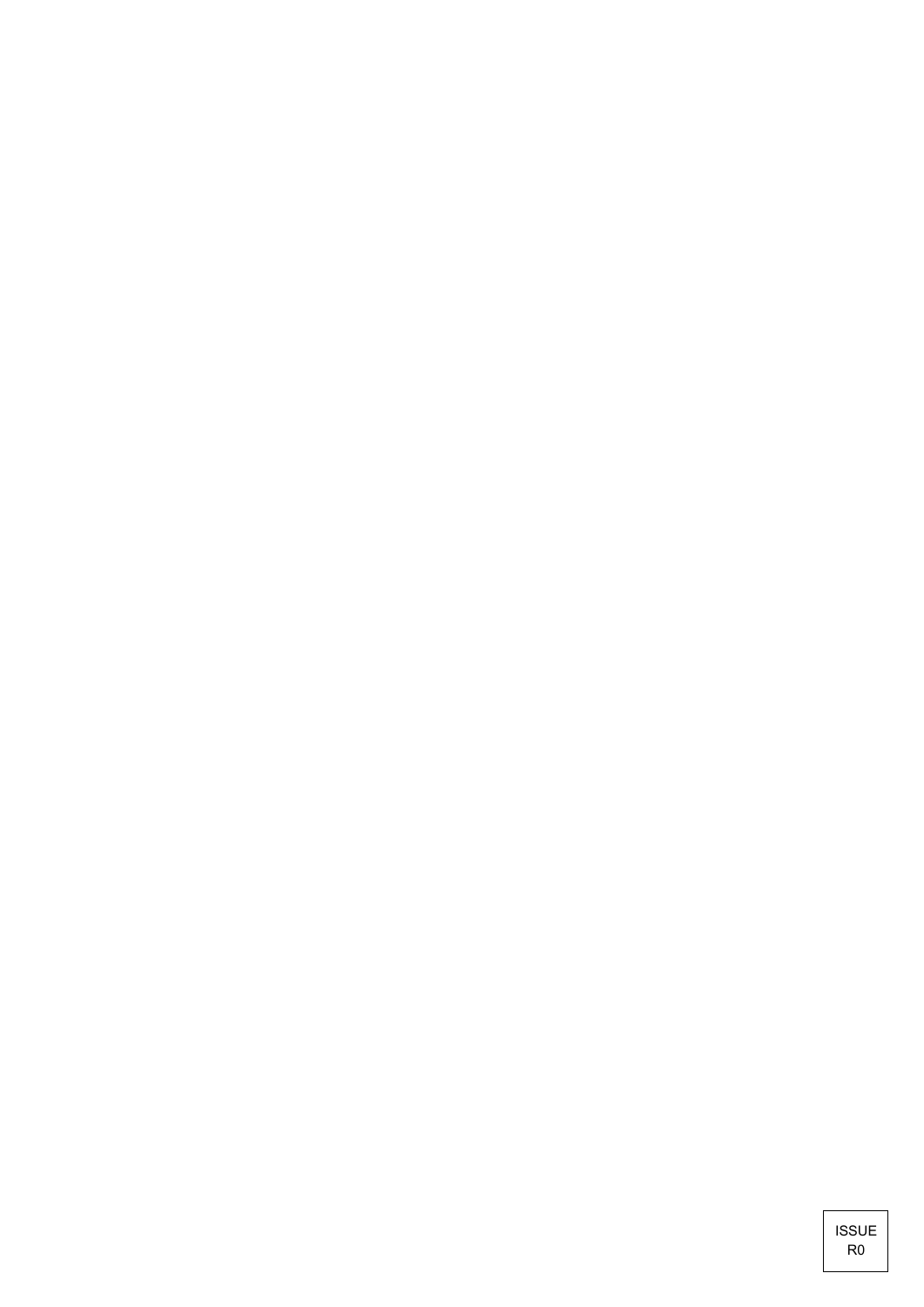ISSUE
R0